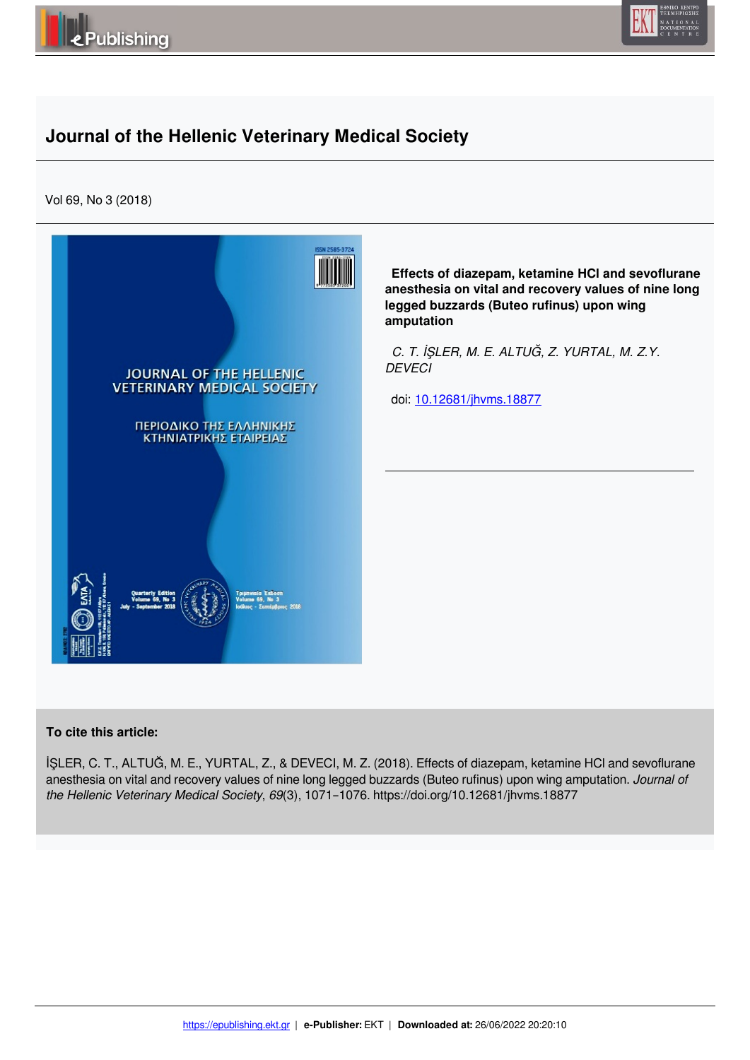# Journal of the Hellenic Veterinary Medical Society

Vol 69, No 3 (2018)

**Effects of diazepam, ketamine HCl and sevoflurane anesthesia on vital and recovery values of nine long legged buzzards (Buteo rufinus) upon wing amputation**

*C. T. İŞLER, M. E. ALTUĞ, Z. YURTAL, M. Z.Y. DEVECI*

doi: [10.12681/jhvms.18877](https://doi.org/10.12681/jhvms.18877)

**To cite this article:**

İŞLER, C. T., ALTUĞ, M. E., YURTAL, Z., & DEVECI, M. Z. (2018). Effects of diazepam, ketamine HCl and sevoflurane anesthesia on vital and recovery values of nine long legged buzzards (Buteo rufinus) upon wing amputation. *Journal of the Hellenic Veterinary Medical Society*, *69*(3), 1071–1076. https://doi.org/10.12681/jhvms.18877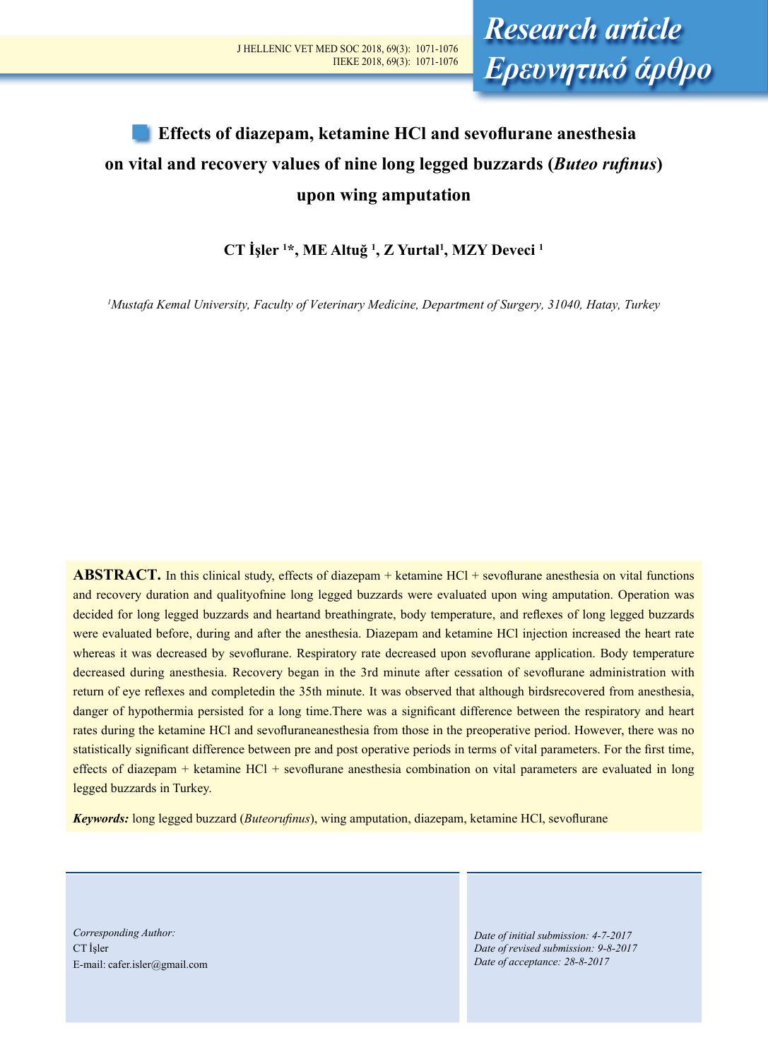Research article
Ερευνητικό άρθρο

# Effects of diazepam, ketamine HCl and sevoflurane anesthesia on vital and recovery values of nine long legged buzzards (*Buteo rufinus*) upon wing amputation

**CT İşler [1]*, ME Altuğ [1], Z Yurtal[1], MZY Deveci [1]**

*[1]Mustafa Kemal University, Faculty of Veterinary Medicine, Department of Surgery, 31040, Hatay, Turkey*

**ABSTRACT.** In this clinical study, effects of diazepam + ketamine HCl + sevoflurane anesthesia on vital functions and recovery duration and qualityofnine long legged buzzards were evaluated upon wing amputation. Operation was decided for long legged buzzards and heartand breathingrate, body temperature, and reflexes of long legged buzzards were evaluated before, during and after the anesthesia. Diazepam and ketamine HCl injection increased the heart rate whereas it was decreased by sevoflurane. Respiratory rate decreased upon sevoflurane application. Body temperature decreased during anesthesia. Recovery began in the 3rd minute after cessation of sevoflurane administration with return of eye reflexes and completedin the 35th minute. It was observed that although birdsrecovered from anesthesia, danger of hypothermia persisted for a long time.There was a significant difference between the respiratory and heart rates during the ketamine HCl and sevofluraneanesthesia from those in the preoperative period. However, there was no statistically significant difference between pre and post operative periods in terms of vital parameters. For the first time, effects of diazepam + ketamine HCl + sevoflurane anesthesia combination on vital parameters are evaluated in long legged buzzards in Turkey.

***Keywords:*** long legged buzzard (*Buteorufinus*), wing amputation, diazepam, ketamine HCl, sevoflurane

*Corresponding Author:*
CT İşler
E-mail: cafer.isler@gmail.com

*Date of initial submission: 4-7-2017*
*Date of revised submission: 9-8-2017*
*Date of acceptance: 28-8-2017*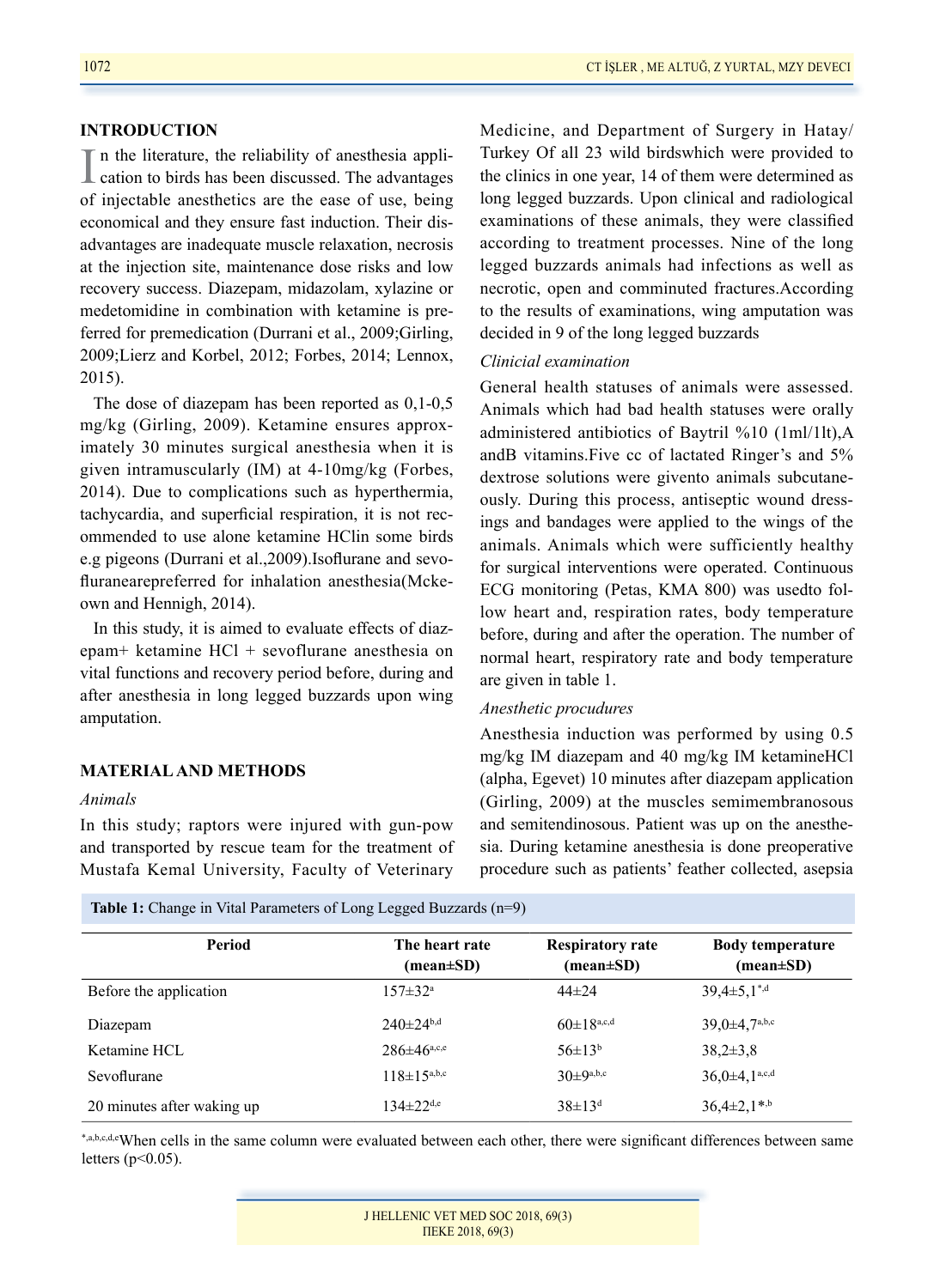## INTRODUCTION

In the literature, the reliability of anesthesia application to birds has been discussed. The advantages of injectable anesthetics are the ease of use, being economical and they ensure fast induction. Their disadvantages are inadequate muscle relaxation, necrosis at the injection site, maintenance dose risks and low recovery success. Diazepam, midazolam, xylazine or medetomidine in combination with ketamine is preferred for premedication (Durrani et al., 2009;Girling, 2009;Lierz and Korbel, 2012; Forbes, 2014; Lennox, 2015).

The dose of diazepam has been reported as 0,1-0,5 mg/kg (Girling, 2009). Ketamine ensures approximately 30 minutes surgical anesthesia when it is given intramuscularly (IM) at 4-10mg/kg (Forbes, 2014). Due to complications such as hyperthermia, tachycardia, and superficial respiration, it is not recommended to use alone ketamine HClin some birds e.g pigeons (Durrani et al.,2009).Isoflurane and sevofluranearepreferred for inhalation anesthesia(Mckeown and Hennigh, 2014).

In this study, it is aimed to evaluate effects of diazepam+ ketamine HCl + sevoflurane anesthesia on vital functions and recovery period before, during and after anesthesia in long legged buzzards upon wing amputation.

## MATERIAL AND METHODS

*Animals*

In this study; raptors were injured with gun-pow and transported by rescue team for the treatment of Mustafa Kemal University, Faculty of Veterinary Medicine, and Department of Surgery in Hatay/ Turkey Of all 23 wild birdswhich were provided to the clinics in one year, 14 of them were determined as long legged buzzards. Upon clinical and radiological examinations of these animals, they were classified according to treatment processes. Nine of the long legged buzzards animals had infections as well as necrotic, open and comminuted fractures.According to the results of examinations, wing amputation was decided in 9 of the long legged buzzards

*Clinicial examination*

General health statuses of animals were assessed. Animals which had bad health statuses were orally administered antibiotics of Baytril %10 (1ml/1lt),A andB vitamins.Five cc of lactated Ringer's and 5% dextrose solutions were givento animals subcutaneously. During this process, antiseptic wound dressings and bandages were applied to the wings of the animals. Animals which were sufficiently healthy for surgical interventions were operated. Continuous ECG monitoring (Petas, KMA 800) was usedto follow heart and, respiration rates, body temperature before, during and after the operation. The number of normal heart, respiratory rate and body temperature are given in table 1.

*Anesthetic procudures*

Anesthesia induction was performed by using 0.5 mg/kg IM diazepam and 40 mg/kg IM ketamineHCl (alpha, Egevet) 10 minutes after diazepam application (Girling, 2009) at the muscles semimembranosous and semitendinosous. Patient was up on the anesthesia. During ketamine anesthesia is done preoperative procedure such as patients' feather collected, asepsia

**Table 1:** Change in Vital Parameters of Long Legged Buzzards (n=9)

| Period | The heart rate (mean±SD) | Respiratory rate (mean±SD) | Body temperature (mean±SD) |
|---|---|---|---|
| Before the application | 157±32[a] | 44±24 | 39,4±5,1[*,d] |
| Diazepam | 240±24[b,d] | 60±18[a,c,d] | 39,0±4,7[a,b,c] |
| Ketamine HCL | 286±46[a,c,e] | 56±13[b] | 38,2±3,8 |
| Sevoflurane | 118±15[a,b,c] | 30±9[a,b,c] | 36,0±4,1[a,c,d] |
| 20 minutes after waking up | 134±22[d,e] | 38±13[d] | 36,4±2,1[*,b] |

[*,a,b,c,d,e]When cells in the same column were evaluated between each other, there were significant differences between same letters ($p<0.05$).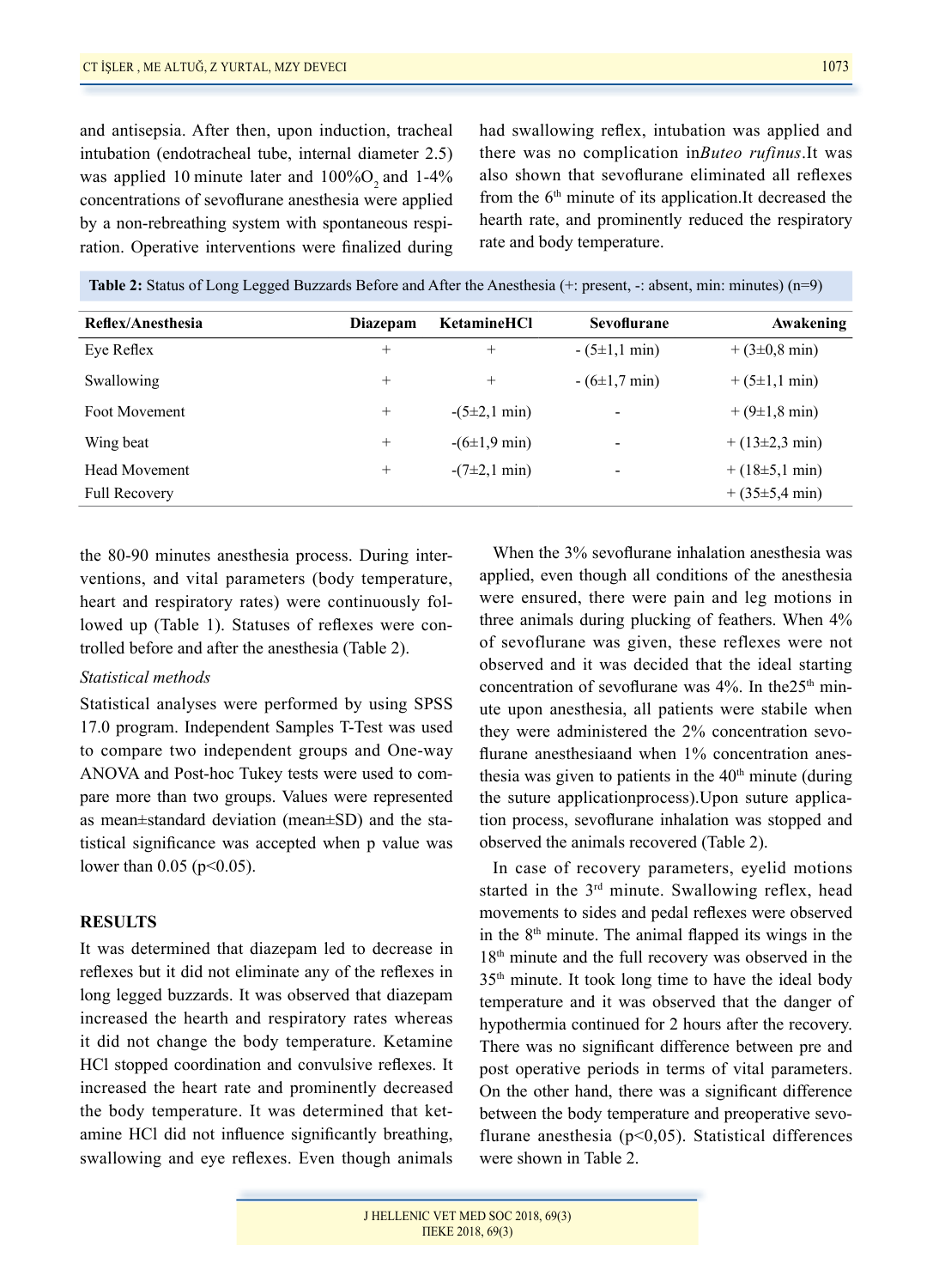and antisepsia. After then, upon induction, tracheal intubation (endotracheal tube, internal diameter 2.5) was applied 10 minute later and 100% $O_2$ and 1-4% concentrations of sevoflurane anesthesia were applied by a non-rebreathing system with spontaneous respiration. Operative interventions were finalized during the 80-90 minutes anesthesia process. During interventions, and vital parameters (body temperature, heart and respiratory rates) were continuously followed up (Table 1). Statuses of reflexes were controlled before and after the anesthesia (Table 2).

*Statistical methods*

Statistical analyses were performed by using SPSS 17.0 program. Independent Samples T-Test was used to compare two independent groups and One-way ANOVA and Post-hoc Tukey tests were used to compare more than two groups. Values were represented as mean±standard deviation (mean±SD) and the statistical significance was accepted when p value was lower than 0.05 ($p<0.05$).

## RESULTS

It was determined that diazepam led to decrease in reflexes but it did not eliminate any of the reflexes in long legged buzzards. It was observed that diazepam increased the hearth and respiratory rates whereas it did not change the body temperature. Ketamine HCl stopped coordination and convulsive reflexes. It increased the heart rate and prominently decreased the body temperature. It was determined that ketamine HCl did not influence significantly breathing, swallowing and eye reflexes. Even though animals had swallowing reflex, intubation was applied and there was no complication in*Buteo rufinus*.It was also shown that sevoflurane eliminated all reflexes from the 6th minute of its application.It decreased the hearth rate, and prominently reduced the respiratory rate and body temperature.

**Table 2:** Status of Long Legged Buzzards Before and After the Anesthesia (+: present, -: absent, min: minutes) (n=9)

| Reflex/Anesthesia | Diazepam | KetamineHCl | Sevoflurane | Awakening |
|---|---|---|---|---|
| Eye Reflex | + | + | - (5±1,1 min) | + (3±0,8 min) |
| Swallowing | + | + | - (6±1,7 min) | + (5±1,1 min) |
| Foot Movement | + | -(5±2,1 min) | - | + (9±1,8 min) |
| Wing beat | + | -(6±1,9 min) | - | + (13±2,3 min) |
| Head Movement | + | -(7±2,1 min) | - | + (18±5,1 min) |
| Full Recovery | | | | + (35±5,4 min) |

When the 3% sevoflurane inhalation anesthesia was applied, even though all conditions of the anesthesia were ensured, there were pain and leg motions in three animals during plucking of feathers. When 4% of sevoflurane was given, these reflexes were not observed and it was decided that the ideal starting concentration of sevoflurane was 4%. In the25th minute upon anesthesia, all patients were stabile when they were administered the 2% concentration sevoflurane anesthesiaand when 1% concentration anesthesia was given to patients in the 40th minute (during the suture applicationprocess).Upon suture application process, sevoflurane inhalation was stopped and observed the animals recovered (Table 2).

In case of recovery parameters, eyelid motions started in the 3rd minute. Swallowing reflex, head movements to sides and pedal reflexes were observed in the 8th minute. The animal flapped its wings in the 18th minute and the full recovery was observed in the 35th minute. It took long time to have the ideal body temperature and it was observed that the danger of hypothermia continued for 2 hours after the recovery. There was no significant difference between pre and post operative periods in terms of vital parameters. On the other hand, there was a significant difference between the body temperature and preoperative sevoflurane anesthesia ($p<0,05$). Statistical differences were shown in Table 2.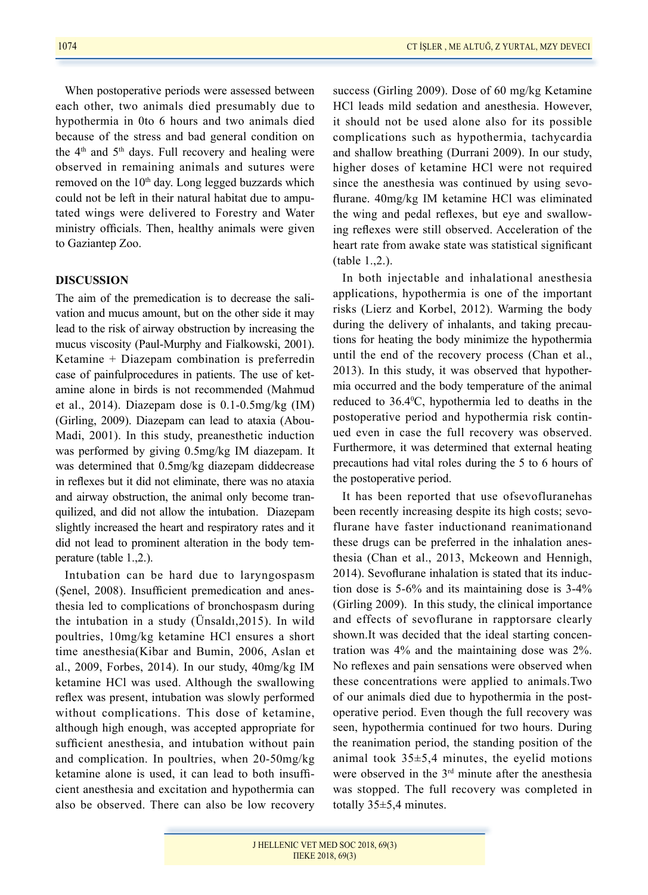When postoperative periods were assessed between each other, two animals died presumably due to hypothermia in 0to 6 hours and two animals died because of the stress and bad general condition on the 4th and 5th days. Full recovery and healing were observed in remaining animals and sutures were removed on the 10th day. Long legged buzzards which could not be left in their natural habitat due to amputated wings were delivered to Forestry and Water ministry officials. Then, healthy animals were given to Gaziantep Zoo.

## DISCUSSION

The aim of the premedication is to decrease the salivation and mucus amount, but on the other side it may lead to the risk of airway obstruction by increasing the mucus viscosity (Paul-Murphy and Fialkowski, 2001). Ketamine + Diazepam combination is preferredin case of painfulprocedures in patients. The use of ketamine alone in birds is not recommended (Mahmud et al., 2014). Diazepam dose is 0.1-0.5mg/kg (IM) (Girling, 2009). Diazepam can lead to ataxia (Abou-Madi, 2001). In this study, preanesthetic induction was performed by giving 0.5mg/kg IM diazepam. It was determined that 0.5mg/kg diazepam diddecrease in reflexes but it did not eliminate, there was no ataxia and airway obstruction, the animal only become tranquilized, and did not allow the intubation. Diazepam slightly increased the heart and respiratory rates and it did not lead to prominent alteration in the body temperature (table 1.,2.).

Intubation can be hard due to laryngospasm (Şenel, 2008). Insufficient premedication and anesthesia led to complications of bronchospasm during the intubation in a study (Ünsaldı,2015). In wild poultries, 10mg/kg ketamine HCl ensures a short time anesthesia(Kibar and Bumin, 2006, Aslan et al., 2009, Forbes, 2014). In our study, 40mg/kg IM ketamine HCl was used. Although the swallowing reflex was present, intubation was slowly performed without complications. This dose of ketamine, although high enough, was accepted appropriate for sufficient anesthesia, and intubation without pain and complication. In poultries, when 20-50mg/kg ketamine alone is used, it can lead to both insufficient anesthesia and excitation and hypothermia can also be observed. There can also be low recovery success (Girling 2009). Dose of 60 mg/kg Ketamine HCl leads mild sedation and anesthesia. However, it should not be used alone also for its possible complications such as hypothermia, tachycardia and shallow breathing (Durrani 2009). In our study, higher doses of ketamine HCl were not required since the anesthesia was continued by using sevoflurane. 40mg/kg IM ketamine HCl was eliminated the wing and pedal reflexes, but eye and swallowing reflexes were still observed. Acceleration of the heart rate from awake state was statistical significant (table 1.,2.).

In both injectable and inhalational anesthesia applications, hypothermia is one of the important risks (Lierz and Korbel, 2012). Warming the body during the delivery of inhalants, and taking precautions for heating the body minimize the hypothermia until the end of the recovery process (Chan et al., 2013). In this study, it was observed that hypothermia occurred and the body temperature of the animal reduced to 36.4$^0$C, hypothermia led to deaths in the postoperative period and hypothermia risk continued even in case the full recovery was observed. Furthermore, it was determined that external heating precautions had vital roles during the 5 to 6 hours of the postoperative period.

It has been reported that use ofsevofluranehas been recently increasing despite its high costs; sevoflurane have faster inductionand reanimationand these drugs can be preferred in the inhalation anesthesia (Chan et al., 2013, Mckeown and Hennigh, 2014). Sevoflurane inhalation is stated that its induction dose is 5-6% and its maintaining dose is 3-4% (Girling 2009). In this study, the clinical importance and effects of sevoflurane in rapptorsare clearly shown.It was decided that the ideal starting concentration was 4% and the maintaining dose was 2%. No reflexes and pain sensations were observed when these concentrations were applied to animals.Two of our animals died due to hypothermia in the postoperative period. Even though the full recovery was seen, hypothermia continued for two hours. During the reanimation period, the standing position of the animal took 35±5,4 minutes, the eyelid motions were observed in the 3rd minute after the anesthesia was stopped. The full recovery was completed in totally 35±5,4 minutes.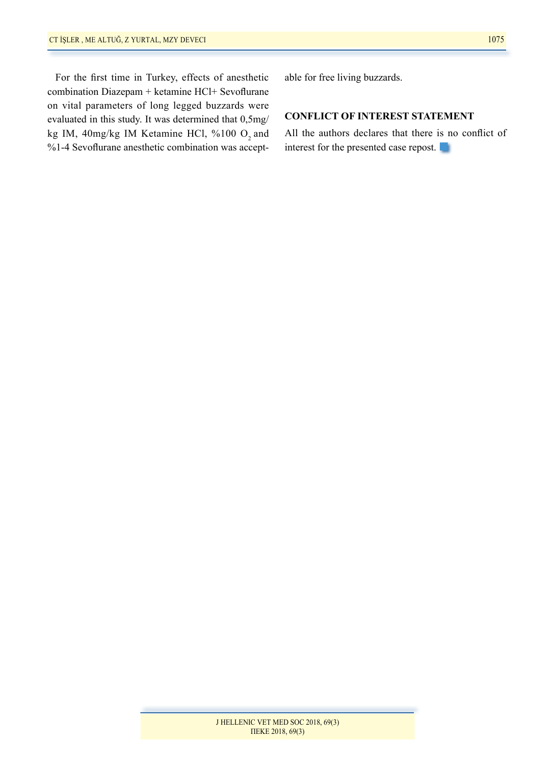For the first time in Turkey, effects of anesthetic combination Diazepam + ketamine HCl+ Sevoflurane on vital parameters of long legged buzzards were evaluated in this study. It was determined that 0,5mg/kg IM, 40mg/kg IM Ketamine HCl, %100 $O_2$ and %1-4 Sevoflurane anesthetic combination was acceptable for free living buzzards.

## CONFLICT OF INTEREST STATEMENT

All the authors declares that there is no conflict of interest for the presented case repost.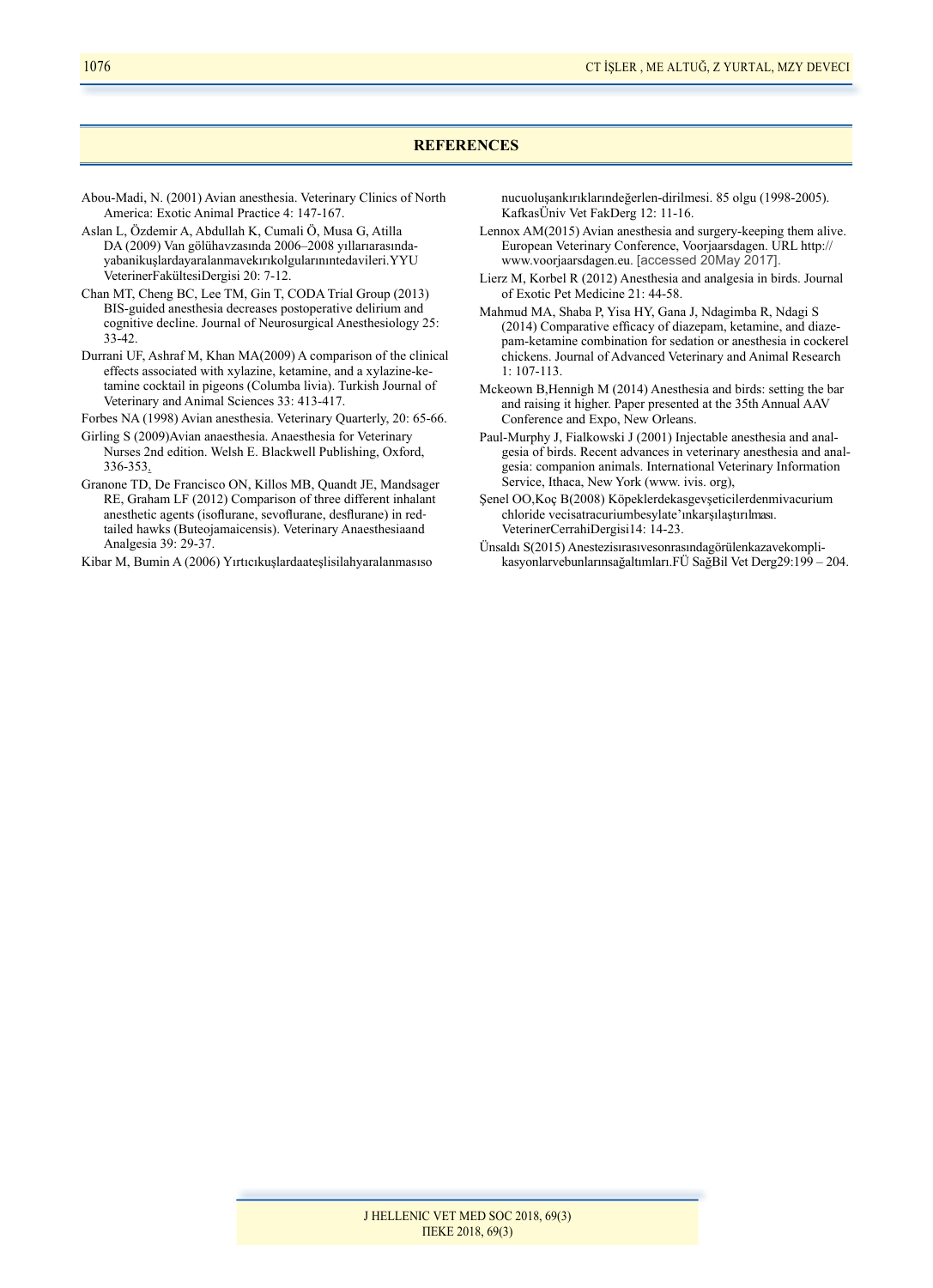## REFERENCES

Abou-Madi, N. (2001) Avian anesthesia. Veterinary Clinics of North America: Exotic Animal Practice 4: 147-167.

Aslan L, Özdemir A, Abdullah K, Cumali Ö, Musa G, Atilla DA (2009) Van gölühavzasında 2006–2008 yıllarıarasında-yabanikuşlardayaralanmavekırıkolgularınıntedavileri.YYU VeterinerFakültesiDergisi 20: 7-12.

Chan MT, Cheng BC, Lee TM, Gin T, CODA Trial Group (2013) BIS-guided anesthesia decreases postoperative delirium and cognitive decline. Journal of Neurosurgical Anesthesiology 25: 33-42.

Durrani UF, Ashraf M, Khan MA(2009) A comparison of the clinical effects associated with xylazine, ketamine, and a xylazine-ketamine cocktail in pigeons (Columba livia). Turkish Journal of Veterinary and Animal Sciences 33: 413-417.

Forbes NA (1998) Avian anesthesia. Veterinary Quarterly, 20: 65-66.

Girling S (2009)Avian anaesthesia. Anaesthesia for Veterinary Nurses 2nd edition. Welsh E. Blackwell Publishing, Oxford, 336-353.

Granone TD, De Francisco ON, Killos MB, Quandt JE, Mandsager RE, Graham LF (2012) Comparison of three different inhalant anesthetic agents (isoflurane, sevoflurane, desflurane) in red-tailed hawks (Buteojamaicensis). Veterinary Anaesthesiaand Analgesia 39: 29-37.

Kibar M, Bumin A (2006) Yırtıcıkuşlardaateşlisilahyaralanmasıso nucuoluşankırıklarındeğerlen-dirilmesi. 85 olgu (1998-2005). KafkasÜniv Vet FakDerg 12: 11-16.

Lennox AM(2015) Avian anesthesia and surgery-keeping them alive. European Veterinary Conference, Voorjaarsdagen. URL http://www.voorjaarsdagen.eu. [accessed 20May 2017].

Lierz M, Korbel R (2012) Anesthesia and analgesia in birds. Journal of Exotic Pet Medicine 21: 44-58.

Mahmud MA, Shaba P, Yisa HY, Gana J, Ndagimba R, Ndagi S (2014) Comparative efficacy of diazepam, ketamine, and diazepam-ketamine combination for sedation or anesthesia in cockerel chickens. Journal of Advanced Veterinary and Animal Research 1: 107-113.

Mckeown B,Hennigh M (2014) Anesthesia and birds: setting the bar and raising it higher. Paper presented at the 35th Annual AAV Conference and Expo, New Orleans.

Paul-Murphy J, Fialkowski J (2001) Injectable anesthesia and analgesia of birds. Recent advances in veterinary anesthesia and analgesia: companion animals. International Veterinary Information Service, Ithaca, New York (www. ivis. org),

Şenel OO,Koç B(2008) Köpeklerdekasgevşeticilerdenmivacurium chloride vecisatracuriumbesylate'ınkarşılaştırılması. VeterinerCerrahiDergisi14: 14-23.

Ünsaldı S(2015) Anestezisırasıvesonrasındagörülenkazavekomplikasyonlarvebunlarınsağaltımları.FÜ SağBil Vet Derg29:199 – 204.